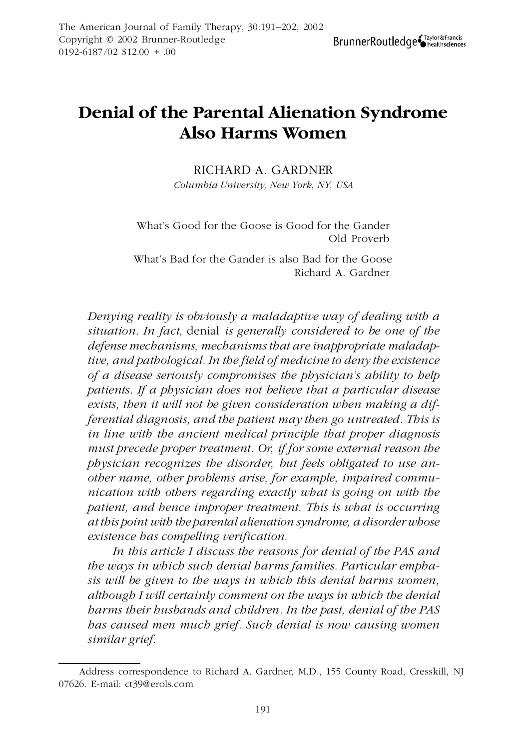# Denial of the Parental Alienation Syndrome Also Harms Women

RICHARD A. GARDNER

*Columbia University, New York, NY, USA*

> What's Good for the Goose is Good for the Gander
> Old Proverb
>
> What's Bad for the Gander is also Bad for the Goose
> Richard A. Gardner

*Denying reality is obviously a maladaptive way of dealing with a situation. In fact,* denial *is generally considered to be one of the defense mechanisms, mechanisms that are inappropriate maladaptive, and pathological. In the field of medicine to deny the existence of a disease seriously compromises the physician's ability to help patients. If a physician does not believe that a particular disease exists, then it will not be given consideration when making a differential diagnosis, and the patient may then go untreated. This is in line with the ancient medical principle that proper diagnosis must precede proper treatment. Or, if for some external reason the physician recognizes the disorder, but feels obligated to use another name, other problems arise, for example, impaired communication with others regarding exactly what is going on with the patient, and hence improper treatment. This is what is occurring at this point with the parental alienation syndrome, a disorder whose existence has compelling verification.*

*In this article I discuss the reasons for denial of the PAS and the ways in which such denial harms families. Particular emphasis will be given to the ways in which this denial harms women, although I will certainly comment on the ways in which the denial harms their husbands and children. In the past, denial of the PAS has caused men much grief. Such denial is now causing women similar grief.*

---

Address correspondence to Richard A. Gardner, M.D., 155 County Road, Cresskill, NJ 07626. E-mail: ct39@erols.com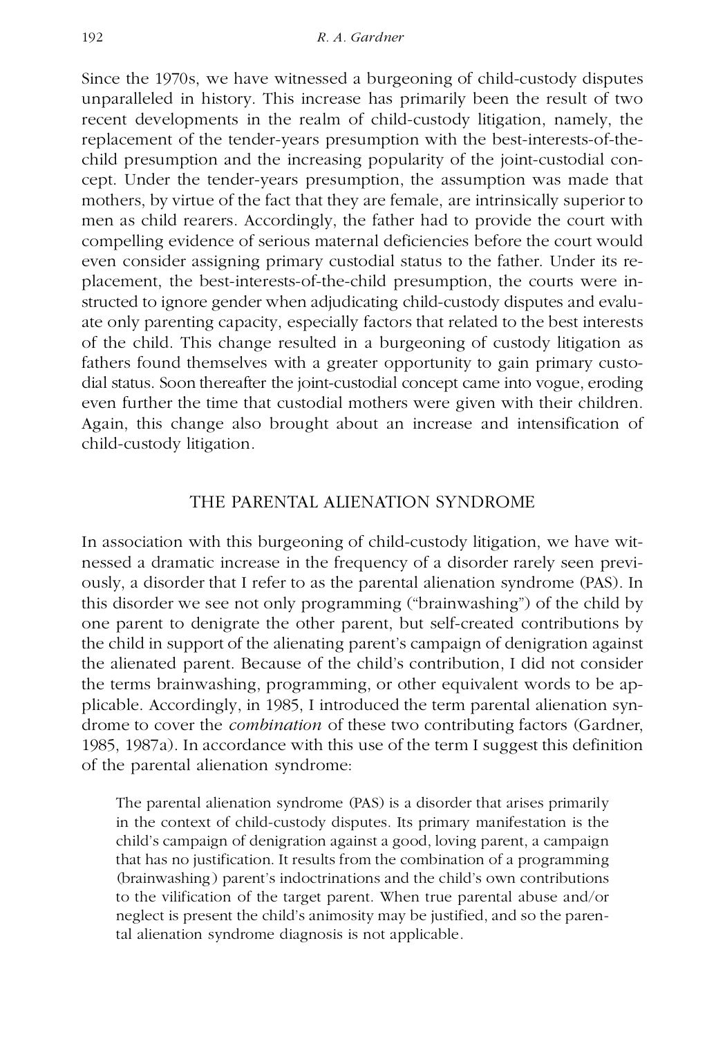Since the 1970s, we have witnessed a burgeoning of child-custody disputes unparalleled in history. This increase has primarily been the result of two recent developments in the realm of child-custody litigation, namely, the replacement of the tender-years presumption with the best-interests-of-the-child presumption and the increasing popularity of the joint-custodial concept. Under the tender-years presumption, the assumption was made that mothers, by virtue of the fact that they are female, are intrinsically superior to men as child rearers. Accordingly, the father had to provide the court with compelling evidence of serious maternal deficiencies before the court would even consider assigning primary custodial status to the father. Under its replacement, the best-interests-of-the-child presumption, the courts were instructed to ignore gender when adjudicating child-custody disputes and evaluate only parenting capacity, especially factors that related to the best interests of the child. This change resulted in a burgeoning of custody litigation as fathers found themselves with a greater opportunity to gain primary custodial status. Soon thereafter the joint-custodial concept came into vogue, eroding even further the time that custodial mothers were given with their children. Again, this change also brought about an increase and intensification of child-custody litigation.

## THE PARENTAL ALIENATION SYNDROME

In association with this burgeoning of child-custody litigation, we have witnessed a dramatic increase in the frequency of a disorder rarely seen previously, a disorder that I refer to as the parental alienation syndrome (PAS). In this disorder we see not only programming ("brainwashing") of the child by one parent to denigrate the other parent, but self-created contributions by the child in support of the alienating parent's campaign of denigration against the alienated parent. Because of the child's contribution, I did not consider the terms brainwashing, programming, or other equivalent words to be applicable. Accordingly, in 1985, I introduced the term parental alienation syndrome to cover the *combination* of these two contributing factors (Gardner, 1985, 1987a). In accordance with this use of the term I suggest this definition of the parental alienation syndrome:

> The parental alienation syndrome (PAS) is a disorder that arises primarily in the context of child-custody disputes. Its primary manifestation is the child's campaign of denigration against a good, loving parent, a campaign that has no justification. It results from the combination of a programming (brainwashing) parent's indoctrinations and the child's own contributions to the vilification of the target parent. When true parental abuse and/or neglect is present the child's animosity may be justified, and so the parental alienation syndrome diagnosis is not applicable.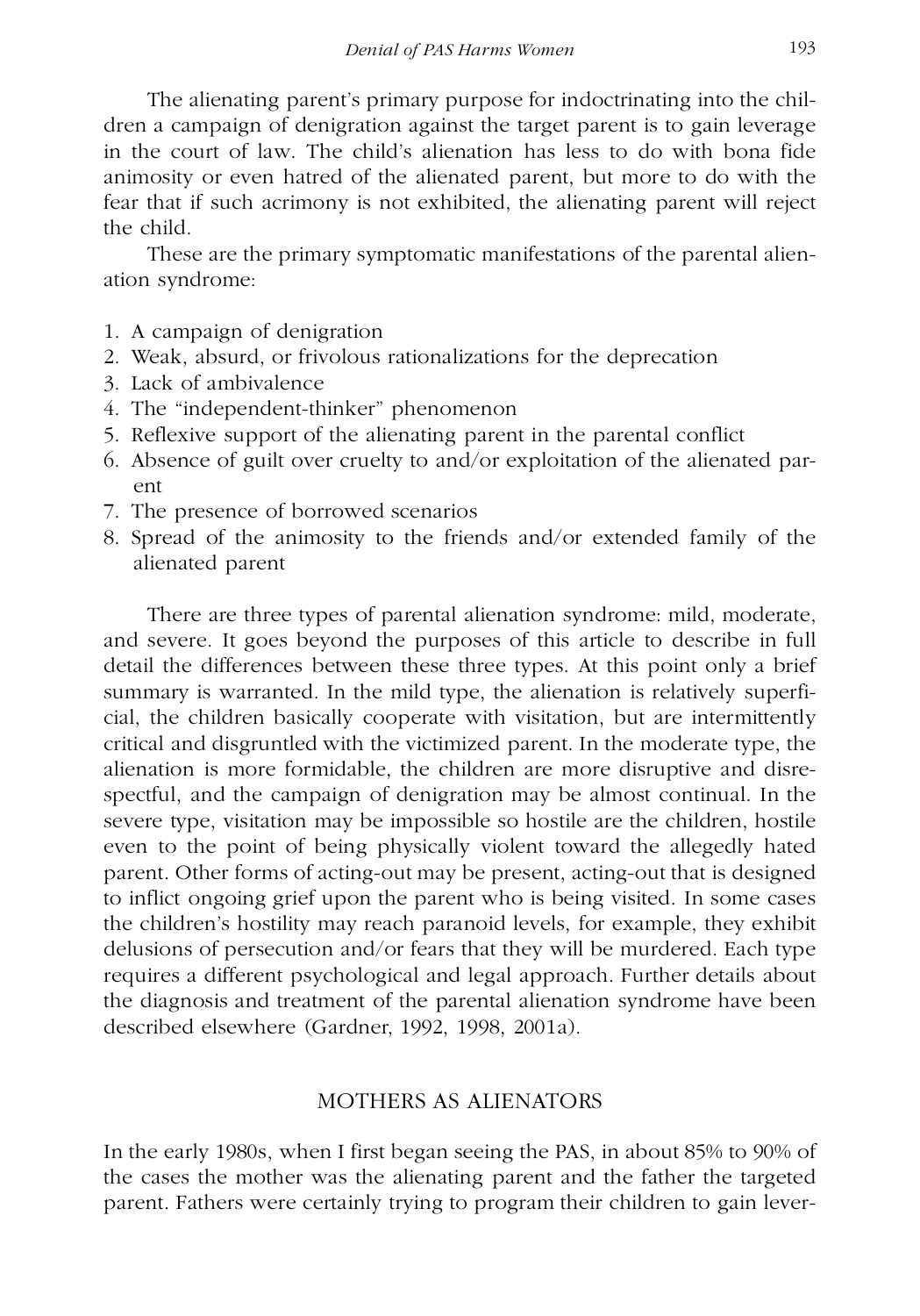The alienating parent's primary purpose for indoctrinating into the children a campaign of denigration against the target parent is to gain leverage in the court of law. The child's alienation has less to do with bona fide animosity or even hatred of the alienated parent, but more to do with the fear that if such acrimony is not exhibited, the alienating parent will reject the child.

These are the primary symptomatic manifestations of the parental alienation syndrome:

1. A campaign of denigration
2. Weak, absurd, or frivolous rationalizations for the deprecation
3. Lack of ambivalence
4. The "independent-thinker" phenomenon
5. Reflexive support of the alienating parent in the parental conflict
6. Absence of guilt over cruelty to and/or exploitation of the alienated parent
7. The presence of borrowed scenarios
8. Spread of the animosity to the friends and/or extended family of the alienated parent

There are three types of parental alienation syndrome: mild, moderate, and severe. It goes beyond the purposes of this article to describe in full detail the differences between these three types. At this point only a brief summary is warranted. In the mild type, the alienation is relatively superficial, the children basically cooperate with visitation, but are intermittently critical and disgruntled with the victimized parent. In the moderate type, the alienation is more formidable, the children are more disruptive and disrespectful, and the campaign of denigration may be almost continual. In the severe type, visitation may be impossible so hostile are the children, hostile even to the point of being physically violent toward the allegedly hated parent. Other forms of acting-out may be present, acting-out that is designed to inflict ongoing grief upon the parent who is being visited. In some cases the children's hostility may reach paranoid levels, for example, they exhibit delusions of persecution and/or fears that they will be murdered. Each type requires a different psychological and legal approach. Further details about the diagnosis and treatment of the parental alienation syndrome have been described elsewhere (Gardner, 1992, 1998, 2001a).

## MOTHERS AS ALIENATORS

In the early 1980s, when I first began seeing the PAS, in about 85% to 90% of the cases the mother was the alienating parent and the father the targeted parent. Fathers were certainly trying to program their children to gain lever-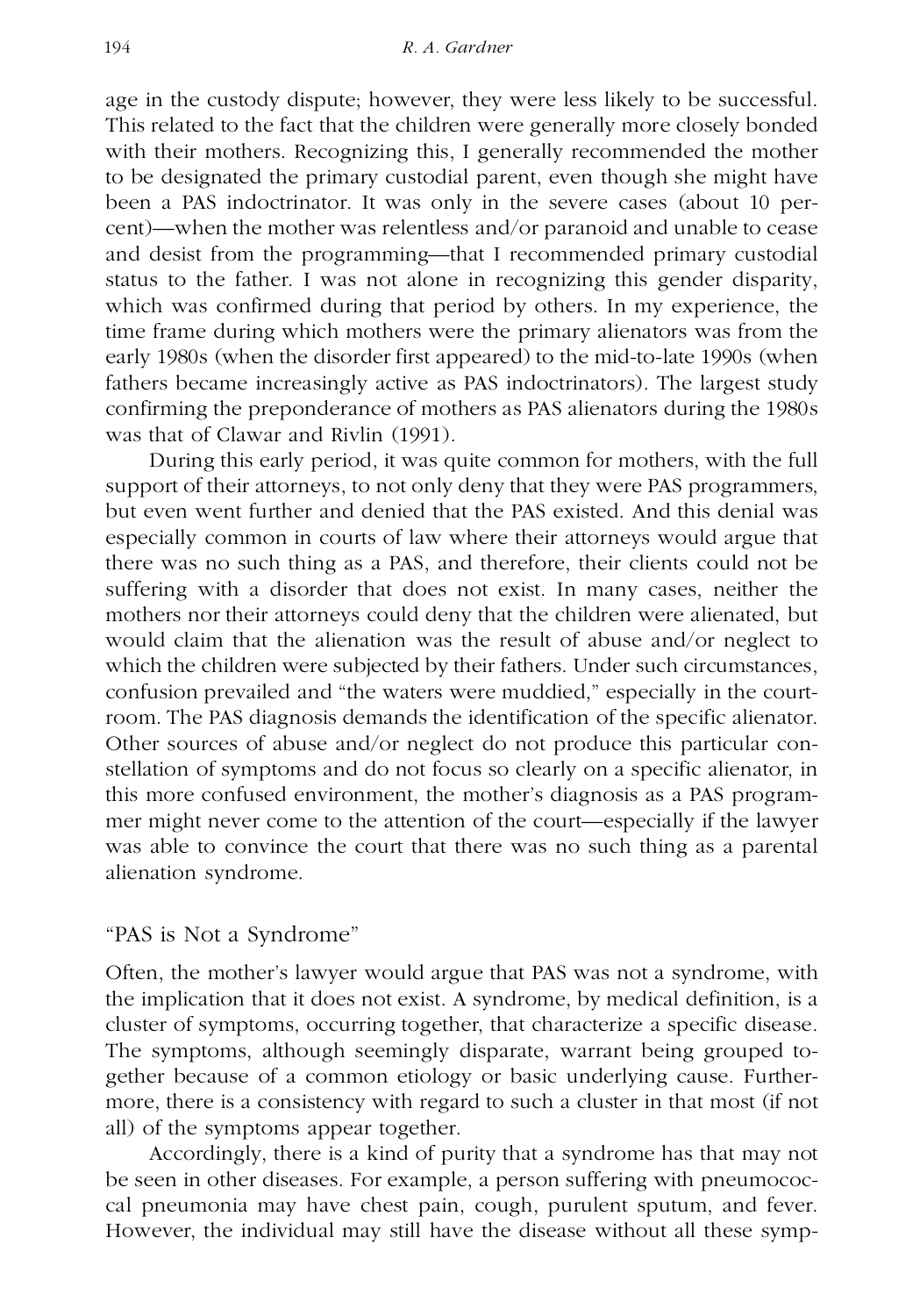age in the custody dispute; however, they were less likely to be successful. This related to the fact that the children were generally more closely bonded with their mothers. Recognizing this, I generally recommended the mother to be designated the primary custodial parent, even though she might have been a PAS indoctrinator. It was only in the severe cases (about 10 percent)—when the mother was relentless and/or paranoid and unable to cease and desist from the programming—that I recommended primary custodial status to the father. I was not alone in recognizing this gender disparity, which was confirmed during that period by others. In my experience, the time frame during which mothers were the primary alienators was from the early 1980s (when the disorder first appeared) to the mid-to-late 1990s (when fathers became increasingly active as PAS indoctrinators). The largest study confirming the preponderance of mothers as PAS alienators during the 1980s was that of Clawar and Rivlin (1991).

During this early period, it was quite common for mothers, with the full support of their attorneys, to not only deny that they were PAS programmers, but even went further and denied that the PAS existed. And this denial was especially common in courts of law where their attorneys would argue that there was no such thing as a PAS, and therefore, their clients could not be suffering with a disorder that does not exist. In many cases, neither the mothers nor their attorneys could deny that the children were alienated, but would claim that the alienation was the result of abuse and/or neglect to which the children were subjected by their fathers. Under such circumstances, confusion prevailed and "the waters were muddied," especially in the courtroom. The PAS diagnosis demands the identification of the specific alienator. Other sources of abuse and/or neglect do not produce this particular constellation of symptoms and do not focus so clearly on a specific alienator, in this more confused environment, the mother's diagnosis as a PAS programmer might never come to the attention of the court—especially if the lawyer was able to convince the court that there was no such thing as a parental alienation syndrome.

## "PAS is Not a Syndrome"

Often, the mother's lawyer would argue that PAS was not a syndrome, with the implication that it does not exist. A syndrome, by medical definition, is a cluster of symptoms, occurring together, that characterize a specific disease. The symptoms, although seemingly disparate, warrant being grouped together because of a common etiology or basic underlying cause. Furthermore, there is a consistency with regard to such a cluster in that most (if not all) of the symptoms appear together.

Accordingly, there is a kind of purity that a syndrome has that may not be seen in other diseases. For example, a person suffering with pneumococcal pneumonia may have chest pain, cough, purulent sputum, and fever. However, the individual may still have the disease without all these symp-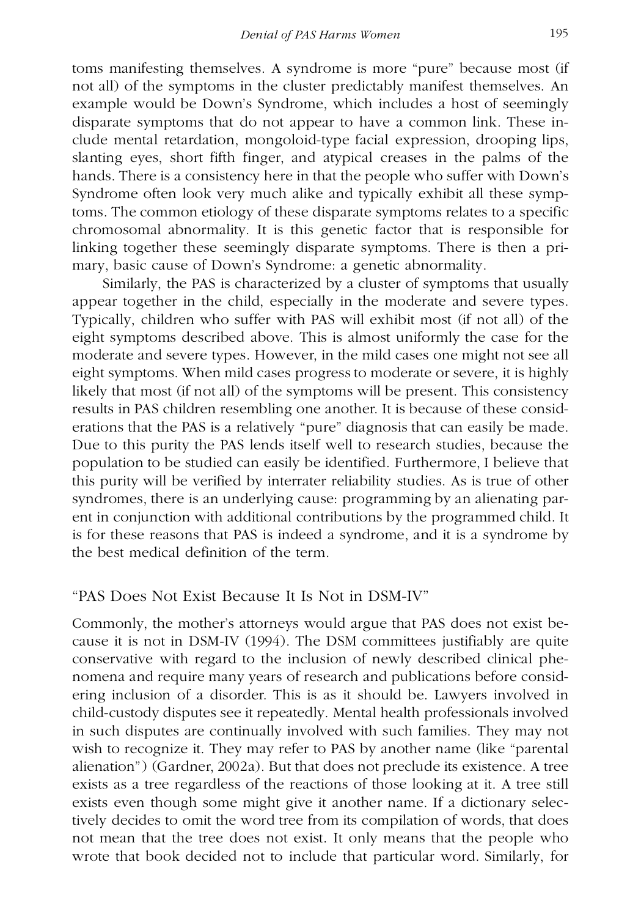toms manifesting themselves. A syndrome is more "pure" because most (if not all) of the symptoms in the cluster predictably manifest themselves. An example would be Down's Syndrome, which includes a host of seemingly disparate symptoms that do not appear to have a common link. These include mental retardation, mongoloid-type facial expression, drooping lips, slanting eyes, short fifth finger, and atypical creases in the palms of the hands. There is a consistency here in that the people who suffer with Down's Syndrome often look very much alike and typically exhibit all these symptoms. The common etiology of these disparate symptoms relates to a specific chromosomal abnormality. It is this genetic factor that is responsible for linking together these seemingly disparate symptoms. There is then a primary, basic cause of Down's Syndrome: a genetic abnormality.

Similarly, the PAS is characterized by a cluster of symptoms that usually appear together in the child, especially in the moderate and severe types. Typically, children who suffer with PAS will exhibit most (if not all) of the eight symptoms described above. This is almost uniformly the case for the moderate and severe types. However, in the mild cases one might not see all eight symptoms. When mild cases progress to moderate or severe, it is highly likely that most (if not all) of the symptoms will be present. This consistency results in PAS children resembling one another. It is because of these considerations that the PAS is a relatively "pure" diagnosis that can easily be made. Due to this purity the PAS lends itself well to research studies, because the population to be studied can easily be identified. Furthermore, I believe that this purity will be verified by interrater reliability studies. As is true of other syndromes, there is an underlying cause: programming by an alienating parent in conjunction with additional contributions by the programmed child. It is for these reasons that PAS is indeed a syndrome, and it is a syndrome by the best medical definition of the term.

## "PAS Does Not Exist Because It Is Not in DSM-IV"

Commonly, the mother's attorneys would argue that PAS does not exist because it is not in DSM-IV (1994). The DSM committees justifiably are quite conservative with regard to the inclusion of newly described clinical phenomena and require many years of research and publications before considering inclusion of a disorder. This is as it should be. Lawyers involved in child-custody disputes see it repeatedly. Mental health professionals involved in such disputes are continually involved with such families. They may not wish to recognize it. They may refer to PAS by another name (like "parental alienation") (Gardner, 2002a). But that does not preclude its existence. A tree exists as a tree regardless of the reactions of those looking at it. A tree still exists even though some might give it another name. If a dictionary selectively decides to omit the word tree from its compilation of words, that does not mean that the tree does not exist. It only means that the people who wrote that book decided not to include that particular word. Similarly, for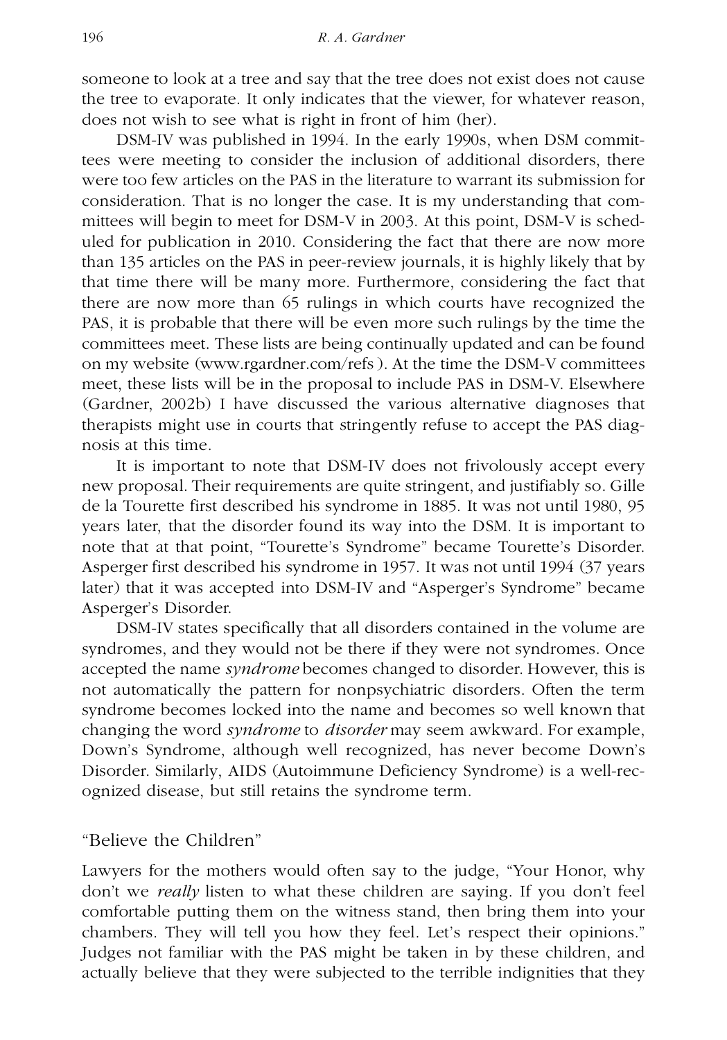someone to look at a tree and say that the tree does not exist does not cause the tree to evaporate. It only indicates that the viewer, for whatever reason, does not wish to see what is right in front of him (her).

DSM-IV was published in 1994. In the early 1990s, when DSM committees were meeting to consider the inclusion of additional disorders, there were too few articles on the PAS in the literature to warrant its submission for consideration. That is no longer the case. It is my understanding that committees will begin to meet for DSM-V in 2003. At this point, DSM-V is scheduled for publication in 2010. Considering the fact that there are now more than 135 articles on the PAS in peer-review journals, it is highly likely that by that time there will be many more. Furthermore, considering the fact that there are now more than 65 rulings in which courts have recognized the PAS, it is probable that there will be even more such rulings by the time the committees meet. These lists are being continually updated and can be found on my website (www.rgardner.com/refs ). At the time the DSM-V committees meet, these lists will be in the proposal to include PAS in DSM-V. Elsewhere (Gardner, 2002b) I have discussed the various alternative diagnoses that therapists might use in courts that stringently refuse to accept the PAS diagnosis at this time.

It is important to note that DSM-IV does not frivolously accept every new proposal. Their requirements are quite stringent, and justifiably so. Gille de la Tourette first described his syndrome in 1885. It was not until 1980, 95 years later, that the disorder found its way into the DSM. It is important to note that at that point, "Tourette's Syndrome" became Tourette's Disorder. Asperger first described his syndrome in 1957. It was not until 1994 (37 years later) that it was accepted into DSM-IV and "Asperger's Syndrome" became Asperger's Disorder.

DSM-IV states specifically that all disorders contained in the volume are syndromes, and they would not be there if they were not syndromes. Once accepted the name *syndrome* becomes changed to disorder. However, this is not automatically the pattern for nonpsychiatric disorders. Often the term syndrome becomes locked into the name and becomes so well known that changing the word *syndrome* to *disorder* may seem awkward. For example, Down's Syndrome, although well recognized, has never become Down's Disorder. Similarly, AIDS (Autoimmune Deficiency Syndrome) is a well-recognized disease, but still retains the syndrome term.

## "Believe the Children"

Lawyers for the mothers would often say to the judge, "Your Honor, why don't we *really* listen to what these children are saying. If you don't feel comfortable putting them on the witness stand, then bring them into your chambers. They will tell you how they feel. Let's respect their opinions." Judges not familiar with the PAS might be taken in by these children, and actually believe that they were subjected to the terrible indignities that they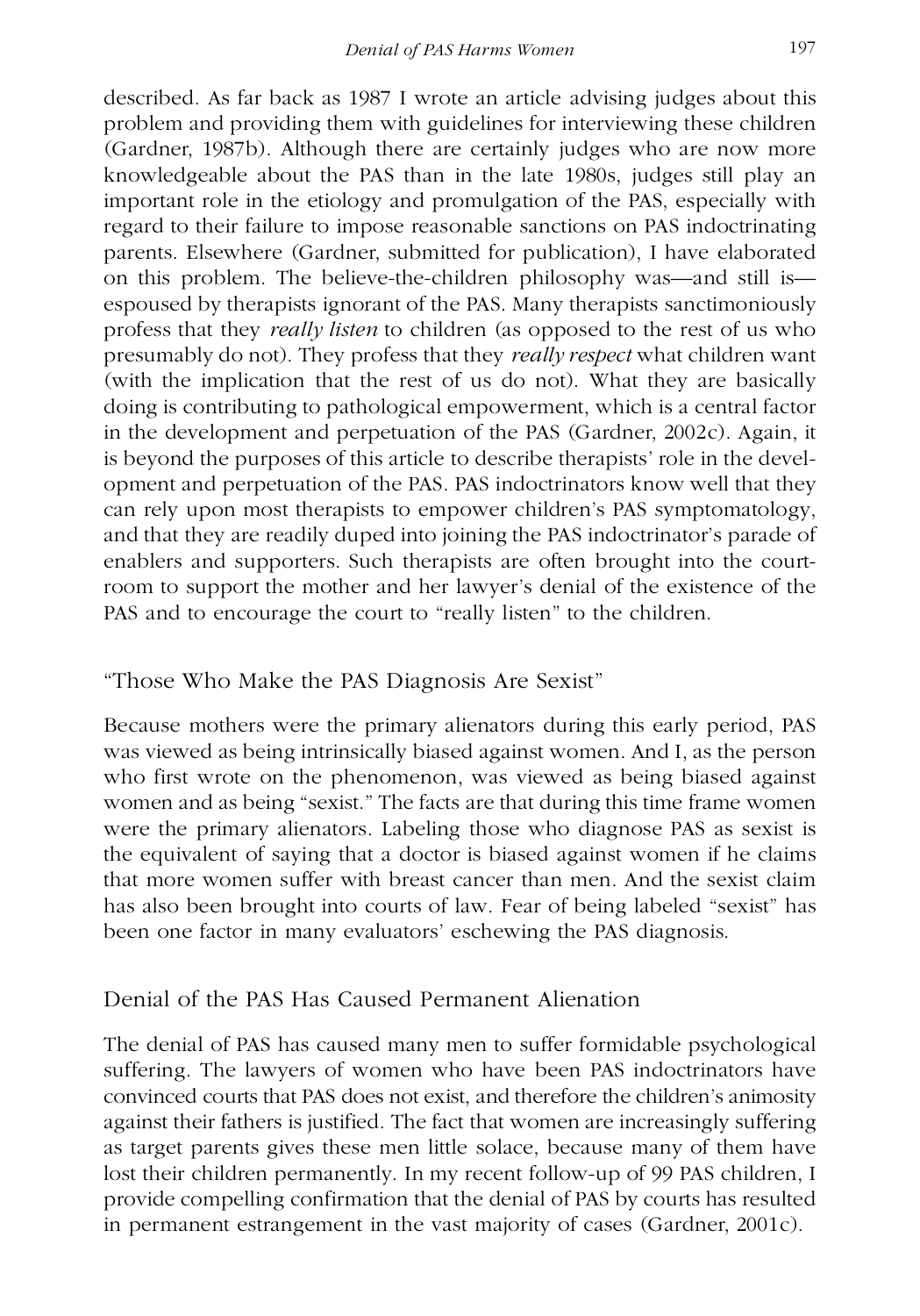described. As far back as 1987 I wrote an article advising judges about this problem and providing them with guidelines for interviewing these children (Gardner, 1987b). Although there are certainly judges who are now more knowledgeable about the PAS than in the late 1980s, judges still play an important role in the etiology and promulgation of the PAS, especially with regard to their failure to impose reasonable sanctions on PAS indoctrinating parents. Elsewhere (Gardner, submitted for publication), I have elaborated on this problem. The believe-the-children philosophy was—and still is—espoused by therapists ignorant of the PAS. Many therapists sanctimoniously profess that they *really listen* to children (as opposed to the rest of us who presumably do not). They profess that they *really respect* what children want (with the implication that the rest of us do not). What they are basically doing is contributing to pathological empowerment, which is a central factor in the development and perpetuation of the PAS (Gardner, 2002c). Again, it is beyond the purposes of this article to describe therapists' role in the development and perpetuation of the PAS. PAS indoctrinators know well that they can rely upon most therapists to empower children's PAS symptomatology, and that they are readily duped into joining the PAS indoctrinator's parade of enablers and supporters. Such therapists are often brought into the courtroom to support the mother and her lawyer's denial of the existence of the PAS and to encourage the court to "really listen" to the children.

## "Those Who Make the PAS Diagnosis Are Sexist"

Because mothers were the primary alienators during this early period, PAS was viewed as being intrinsically biased against women. And I, as the person who first wrote on the phenomenon, was viewed as being biased against women and as being "sexist." The facts are that during this time frame women were the primary alienators. Labeling those who diagnose PAS as sexist is the equivalent of saying that a doctor is biased against women if he claims that more women suffer with breast cancer than men. And the sexist claim has also been brought into courts of law. Fear of being labeled "sexist" has been one factor in many evaluators' eschewing the PAS diagnosis.

## Denial of the PAS Has Caused Permanent Alienation

The denial of PAS has caused many men to suffer formidable psychological suffering. The lawyers of women who have been PAS indoctrinators have convinced courts that PAS does not exist, and therefore the children's animosity against their fathers is justified. The fact that women are increasingly suffering as target parents gives these men little solace, because many of them have lost their children permanently. In my recent follow-up of 99 PAS children, I provide compelling confirmation that the denial of PAS by courts has resulted in permanent estrangement in the vast majority of cases (Gardner, 2001c).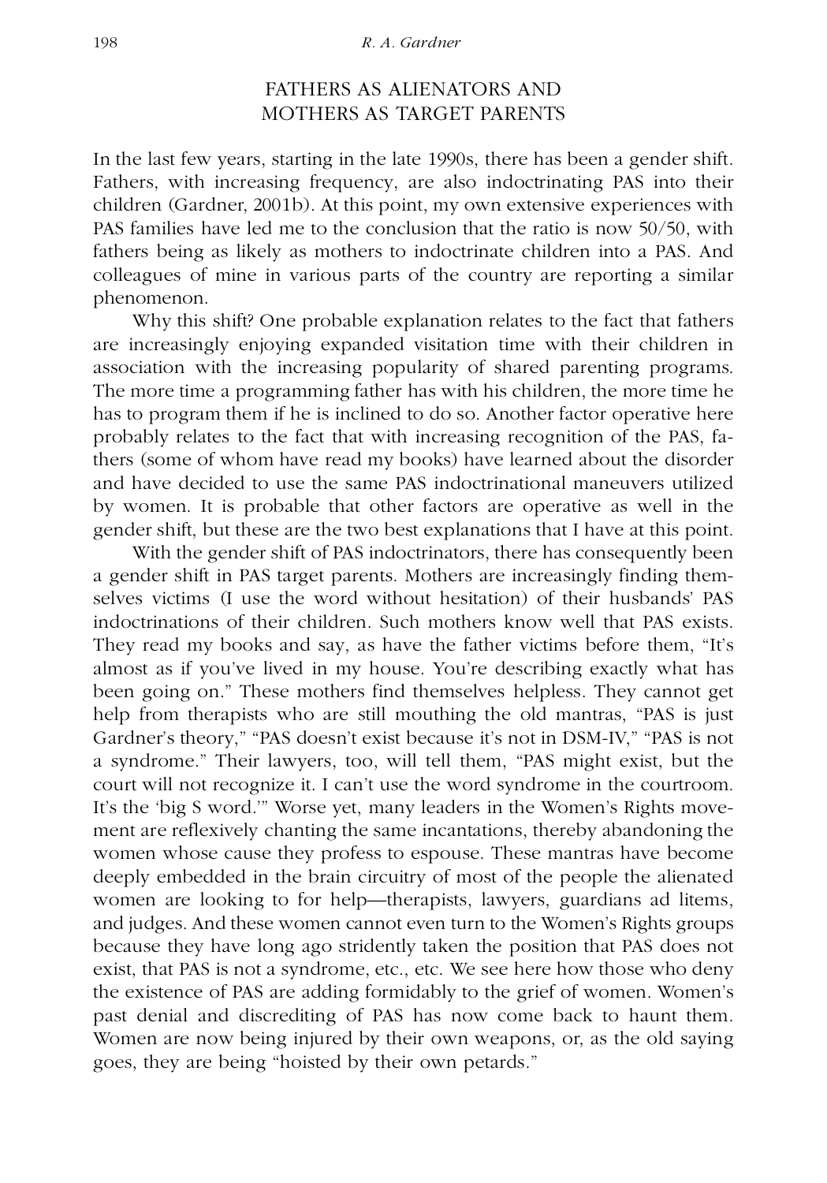## FATHERS AS ALIENATORS AND MOTHERS AS TARGET PARENTS

In the last few years, starting in the late 1990s, there has been a gender shift. Fathers, with increasing frequency, are also indoctrinating PAS into their children (Gardner, 2001b). At this point, my own extensive experiences with PAS families have led me to the conclusion that the ratio is now 50/50, with fathers being as likely as mothers to indoctrinate children into a PAS. And colleagues of mine in various parts of the country are reporting a similar phenomenon.

Why this shift? One probable explanation relates to the fact that fathers are increasingly enjoying expanded visitation time with their children in association with the increasing popularity of shared parenting programs. The more time a programming father has with his children, the more time he has to program them if he is inclined to do so. Another factor operative here probably relates to the fact that with increasing recognition of the PAS, fathers (some of whom have read my books) have learned about the disorder and have decided to use the same PAS indoctrinational maneuvers utilized by women. It is probable that other factors are operative as well in the gender shift, but these are the two best explanations that I have at this point.

With the gender shift of PAS indoctrinators, there has consequently been a gender shift in PAS target parents. Mothers are increasingly finding themselves victims (I use the word without hesitation) of their husbands' PAS indoctrinations of their children. Such mothers know well that PAS exists. They read my books and say, as have the father victims before them, "It's almost as if you've lived in my house. You're describing exactly what has been going on." These mothers find themselves helpless. They cannot get help from therapists who are still mouthing the old mantras, "PAS is just Gardner's theory," "PAS doesn't exist because it's not in DSM-IV," "PAS is not a syndrome." Their lawyers, too, will tell them, "PAS might exist, but the court will not recognize it. I can't use the word syndrome in the courtroom. It's the 'big S word.'" Worse yet, many leaders in the Women's Rights movement are reflexively chanting the same incantations, thereby abandoning the women whose cause they profess to espouse. These mantras have become deeply embedded in the brain circuitry of most of the people the alienated women are looking to for help—therapists, lawyers, guardians ad litems, and judges. And these women cannot even turn to the Women's Rights groups because they have long ago stridently taken the position that PAS does not exist, that PAS is not a syndrome, etc., etc. We see here how those who deny the existence of PAS are adding formidably to the grief of women. Women's past denial and discrediting of PAS has now come back to haunt them. Women are now being injured by their own weapons, or, as the old saying goes, they are being "hoisted by their own petards."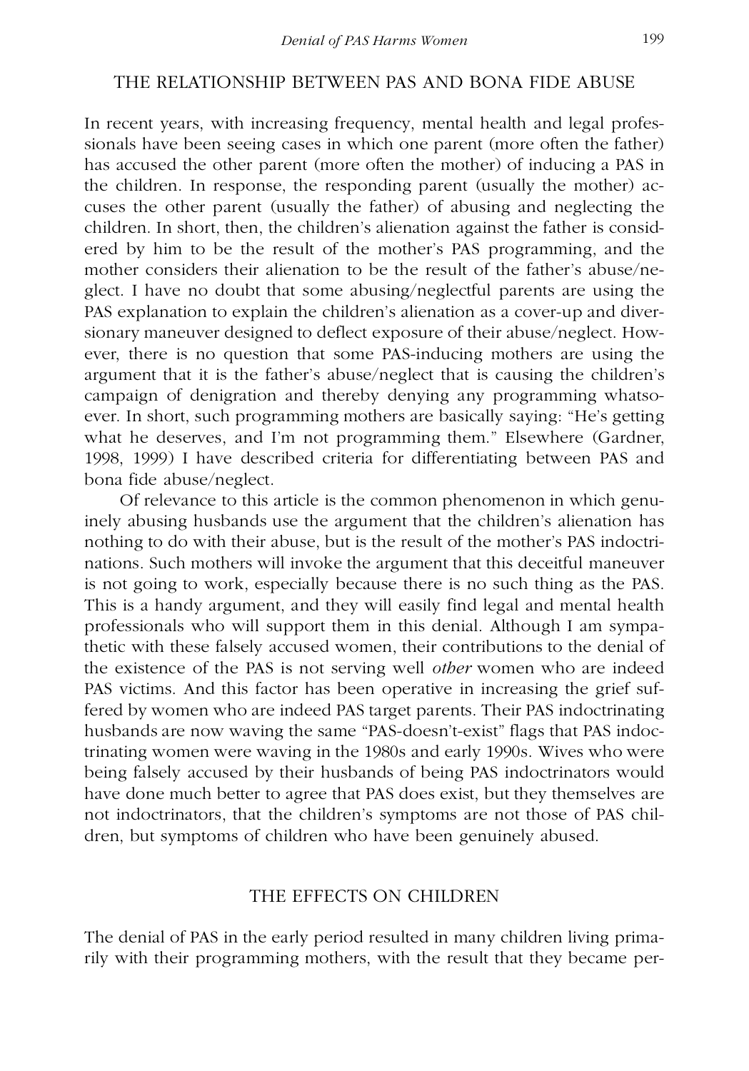## THE RELATIONSHIP BETWEEN PAS AND BONA FIDE ABUSE

In recent years, with increasing frequency, mental health and legal professionals have been seeing cases in which one parent (more often the father) has accused the other parent (more often the mother) of inducing a PAS in the children. In response, the responding parent (usually the mother) accuses the other parent (usually the father) of abusing and neglecting the children. In short, then, the children's alienation against the father is considered by him to be the result of the mother's PAS programming, and the mother considers their alienation to be the result of the father's abuse/neglect. I have no doubt that some abusing/neglectful parents are using the PAS explanation to explain the children's alienation as a cover-up and diversionary maneuver designed to deflect exposure of their abuse/neglect. However, there is no question that some PAS-inducing mothers are using the argument that it is the father's abuse/neglect that is causing the children's campaign of denigration and thereby denying any programming whatsoever. In short, such programming mothers are basically saying: "He's getting what he deserves, and I'm not programming them." Elsewhere (Gardner, 1998, 1999) I have described criteria for differentiating between PAS and bona fide abuse/neglect.

Of relevance to this article is the common phenomenon in which genuinely abusing husbands use the argument that the children's alienation has nothing to do with their abuse, but is the result of the mother's PAS indoctrinations. Such mothers will invoke the argument that this deceitful maneuver is not going to work, especially because there is no such thing as the PAS. This is a handy argument, and they will easily find legal and mental health professionals who will support them in this denial. Although I am sympathetic with these falsely accused women, their contributions to the denial of the existence of the PAS is not serving well *other* women who are indeed PAS victims. And this factor has been operative in increasing the grief suffered by women who are indeed PAS target parents. Their PAS indoctrinating husbands are now waving the same "PAS-doesn't-exist" flags that PAS indoctrinating women were waving in the 1980s and early 1990s. Wives who were being falsely accused by their husbands of being PAS indoctrinators would have done much better to agree that PAS does exist, but they themselves are not indoctrinators, that the children's symptoms are not those of PAS children, but symptoms of children who have been genuinely abused.

## THE EFFECTS ON CHILDREN

The denial of PAS in the early period resulted in many children living primarily with their programming mothers, with the result that they became per-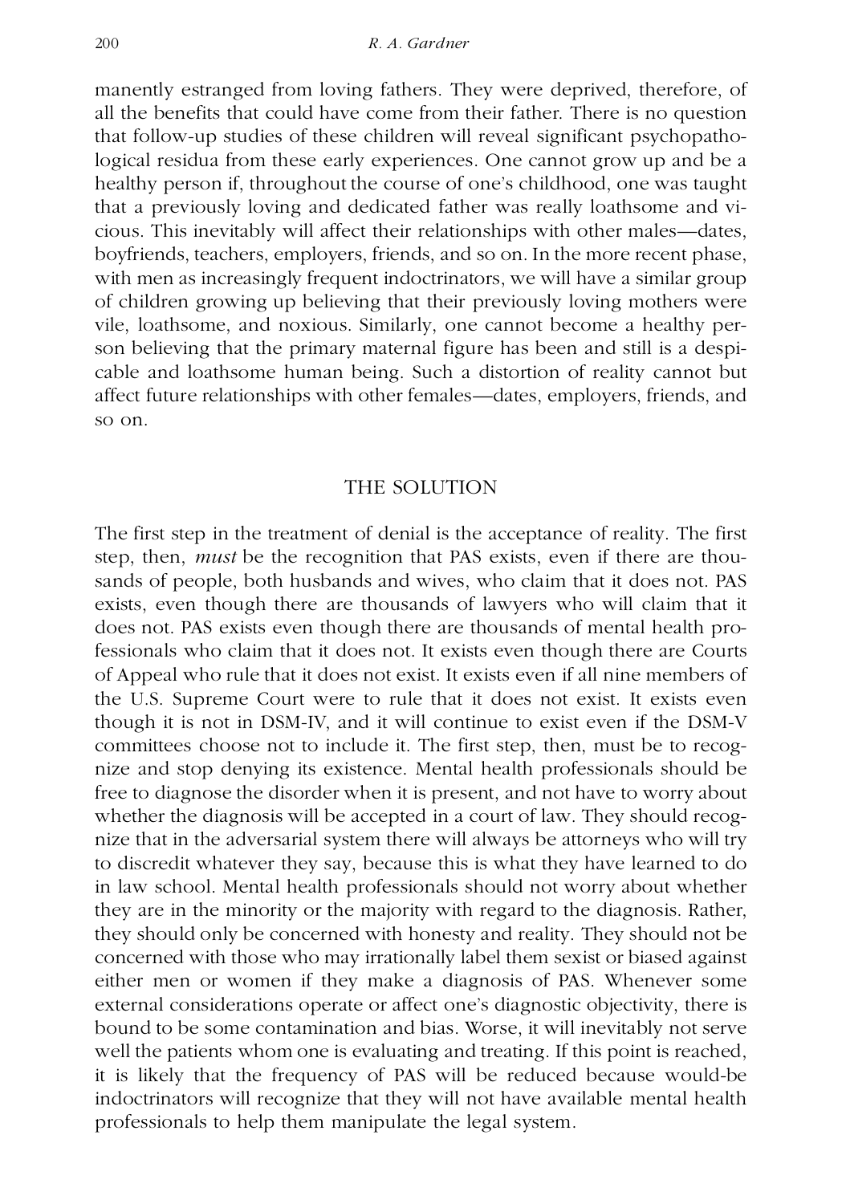manently estranged from loving fathers. They were deprived, therefore, of all the benefits that could have come from their father. There is no question that follow-up studies of these children will reveal significant psychopathological residua from these early experiences. One cannot grow up and be a healthy person if, throughout the course of one's childhood, one was taught that a previously loving and dedicated father was really loathsome and vicious. This inevitably will affect their relationships with other males—dates, boyfriends, teachers, employers, friends, and so on. In the more recent phase, with men as increasingly frequent indoctrinators, we will have a similar group of children growing up believing that their previously loving mothers were vile, loathsome, and noxious. Similarly, one cannot become a healthy person believing that the primary maternal figure has been and still is a despicable and loathsome human being. Such a distortion of reality cannot but affect future relationships with other females—dates, employers, friends, and so on.

## THE SOLUTION

The first step in the treatment of denial is the acceptance of reality. The first step, then, *must* be the recognition that PAS exists, even if there are thousands of people, both husbands and wives, who claim that it does not. PAS exists, even though there are thousands of lawyers who will claim that it does not. PAS exists even though there are thousands of mental health professionals who claim that it does not. It exists even though there are Courts of Appeal who rule that it does not exist. It exists even if all nine members of the U.S. Supreme Court were to rule that it does not exist. It exists even though it is not in DSM-IV, and it will continue to exist even if the DSM-V committees choose not to include it. The first step, then, must be to recognize and stop denying its existence. Mental health professionals should be free to diagnose the disorder when it is present, and not have to worry about whether the diagnosis will be accepted in a court of law. They should recognize that in the adversarial system there will always be attorneys who will try to discredit whatever they say, because this is what they have learned to do in law school. Mental health professionals should not worry about whether they are in the minority or the majority with regard to the diagnosis. Rather, they should only be concerned with honesty and reality. They should not be concerned with those who may irrationally label them sexist or biased against either men or women if they make a diagnosis of PAS. Whenever some external considerations operate or affect one's diagnostic objectivity, there is bound to be some contamination and bias. Worse, it will inevitably not serve well the patients whom one is evaluating and treating. If this point is reached, it is likely that the frequency of PAS will be reduced because would-be indoctrinators will recognize that they will not have available mental health professionals to help them manipulate the legal system.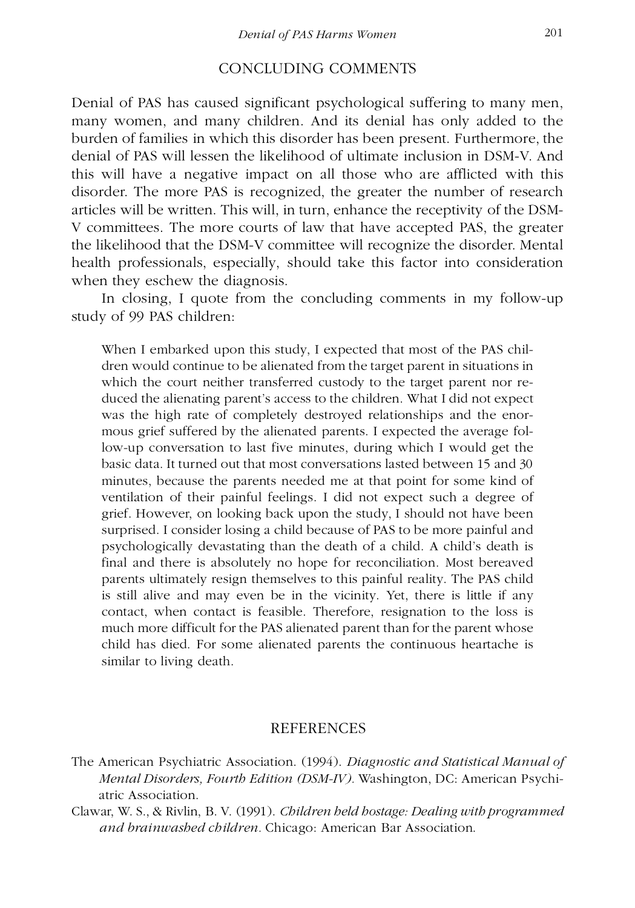## CONCLUDING COMMENTS

Denial of PAS has caused significant psychological suffering to many men, many women, and many children. And its denial has only added to the burden of families in which this disorder has been present. Furthermore, the denial of PAS will lessen the likelihood of ultimate inclusion in DSM-V. And this will have a negative impact on all those who are afflicted with this disorder. The more PAS is recognized, the greater the number of research articles will be written. This will, in turn, enhance the receptivity of the DSM-V committees. The more courts of law that have accepted PAS, the greater the likelihood that the DSM-V committee will recognize the disorder. Mental health professionals, especially, should take this factor into consideration when they eschew the diagnosis.

In closing, I quote from the concluding comments in my follow-up study of 99 PAS children:

> When I embarked upon this study, I expected that most of the PAS children would continue to be alienated from the target parent in situations in which the court neither transferred custody to the target parent nor reduced the alienating parent's access to the children. What I did not expect was the high rate of completely destroyed relationships and the enormous grief suffered by the alienated parents. I expected the average follow-up conversation to last five minutes, during which I would get the basic data. It turned out that most conversations lasted between 15 and 30 minutes, because the parents needed me at that point for some kind of ventilation of their painful feelings. I did not expect such a degree of grief. However, on looking back upon the study, I should not have been surprised. I consider losing a child because of PAS to be more painful and psychologically devastating than the death of a child. A child's death is final and there is absolutely no hope for reconciliation. Most bereaved parents ultimately resign themselves to this painful reality. The PAS child is still alive and may even be in the vicinity. Yet, there is little if any contact, when contact is feasible. Therefore, resignation to the loss is much more difficult for the PAS alienated parent than for the parent whose child has died. For some alienated parents the continuous heartache is similar to living death.

## REFERENCES

The American Psychiatric Association. (1994). *Diagnostic and Statistical Manual of Mental Disorders, Fourth Edition (DSM-IV)*. Washington, DC: American Psychiatric Association.

Clawar, W. S., & Rivlin, B. V. (1991). *Children held hostage: Dealing with programmed and brainwashed children*. Chicago: American Bar Association.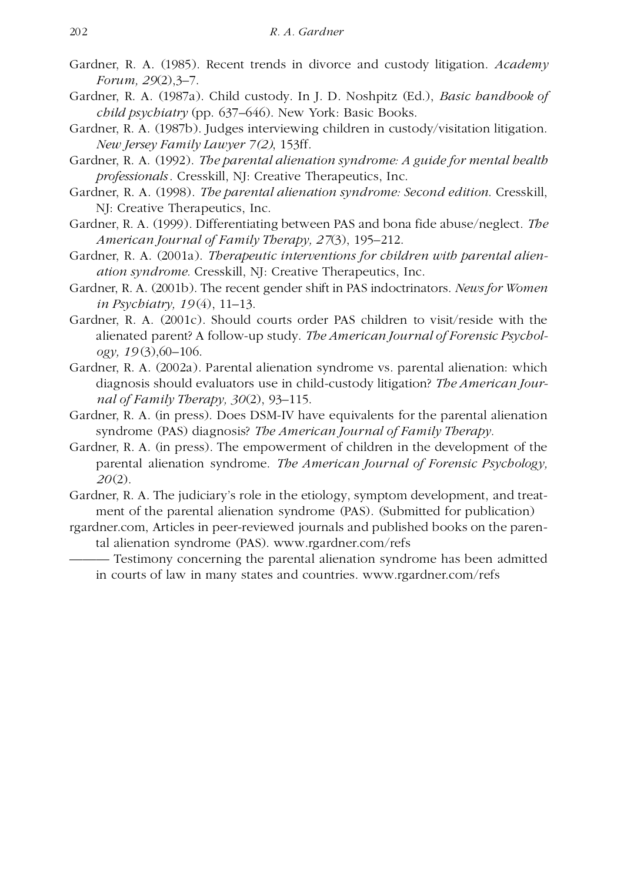Gardner, R. A. (1985). Recent trends in divorce and custody litigation. *Academy Forum, 29*(2),3–7.

Gardner, R. A. (1987a). Child custody. In J. D. Noshpitz (Ed.), *Basic handbook of child psychiatry* (pp. 637–646). New York: Basic Books.

Gardner, R. A. (1987b). Judges interviewing children in custody/visitation litigation. *New Jersey Family Lawyer 7(2)*, 153ff.

Gardner, R. A. (1992). *The parental alienation syndrome: A guide for mental health professionals*. Cresskill, NJ: Creative Therapeutics, Inc.

Gardner, R. A. (1998). *The parental alienation syndrome: Second edition.* Cresskill, NJ: Creative Therapeutics, Inc.

Gardner, R. A. (1999). Differentiating between PAS and bona fide abuse/neglect. *The American Journal of Family Therapy, 27*(3), 195–212.

Gardner, R. A. (2001a). *Therapeutic interventions for children with parental alienation syndrome.* Cresskill, NJ: Creative Therapeutics, Inc.

Gardner, R. A. (2001b). The recent gender shift in PAS indoctrinators. *News for Women in Psychiatry, 19*(4), 11–13.

Gardner, R. A. (2001c). Should courts order PAS children to visit/reside with the alienated parent? A follow-up study. *The American Journal of Forensic Psychology, 19*(3),60–106.

Gardner, R. A. (2002a). Parental alienation syndrome vs. parental alienation: which diagnosis should evaluators use in child-custody litigation? *The American Journal of Family Therapy, 30*(2), 93–115.

Gardner, R. A. (in press). Does DSM-IV have equivalents for the parental alienation syndrome (PAS) diagnosis? *The American Journal of Family Therapy.*

Gardner, R. A. (in press). The empowerment of children in the development of the parental alienation syndrome. *The American Journal of Forensic Psychology, 20*(2).

Gardner, R. A. The judiciary's role in the etiology, symptom development, and treatment of the parental alienation syndrome (PAS). (Submitted for publication)

rgardner.com, Articles in peer-reviewed journals and published books on the parental alienation syndrome (PAS). www.rgardner.com/refs

——— Testimony concerning the parental alienation syndrome has been admitted in courts of law in many states and countries. www.rgardner.com/refs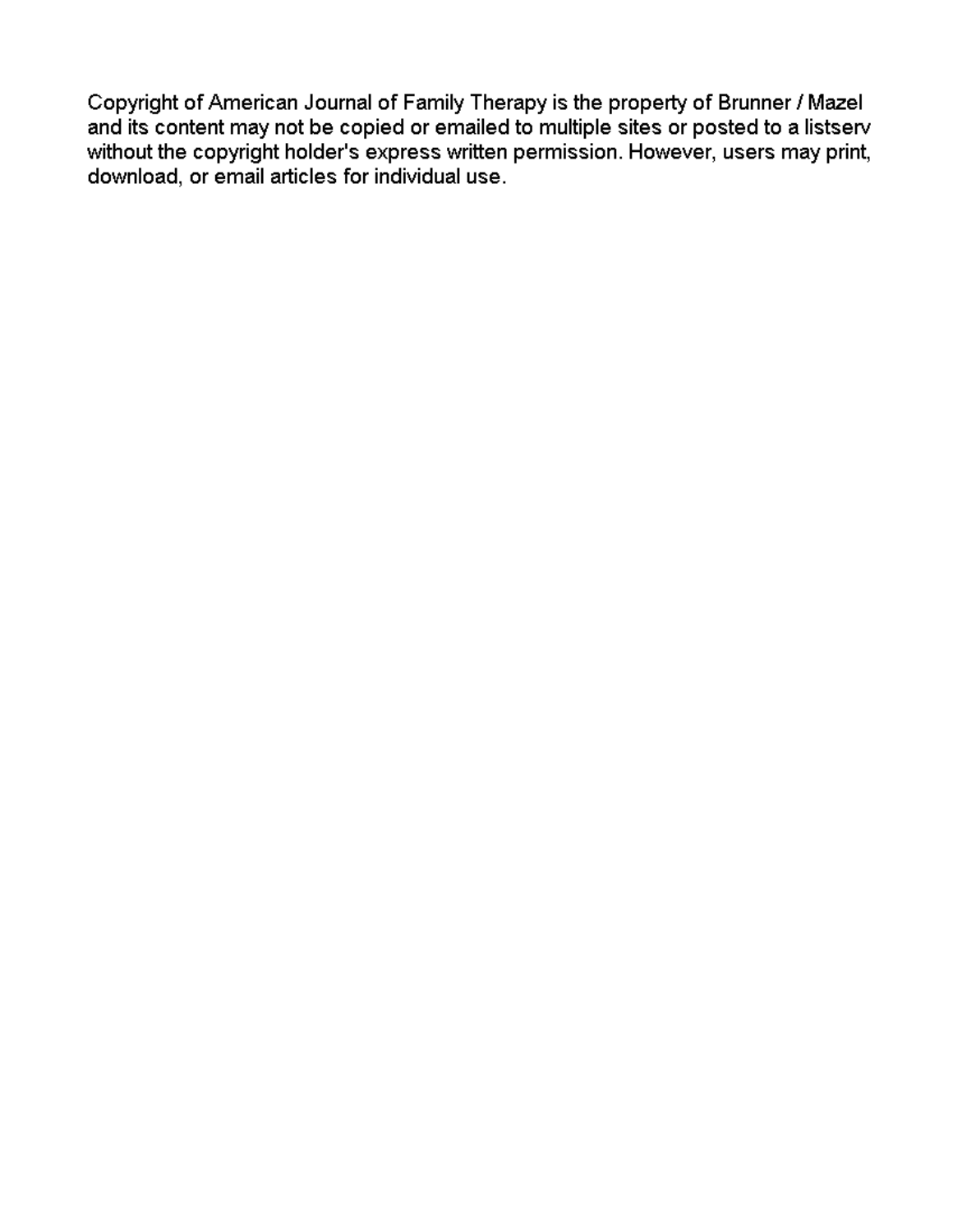Copyright of American Journal of Family Therapy is the property of Brunner / Mazel and its content may not be copied or emailed to multiple sites or posted to a listserv without the copyright holder's express written permission. However, users may print, download, or email articles for individual use.